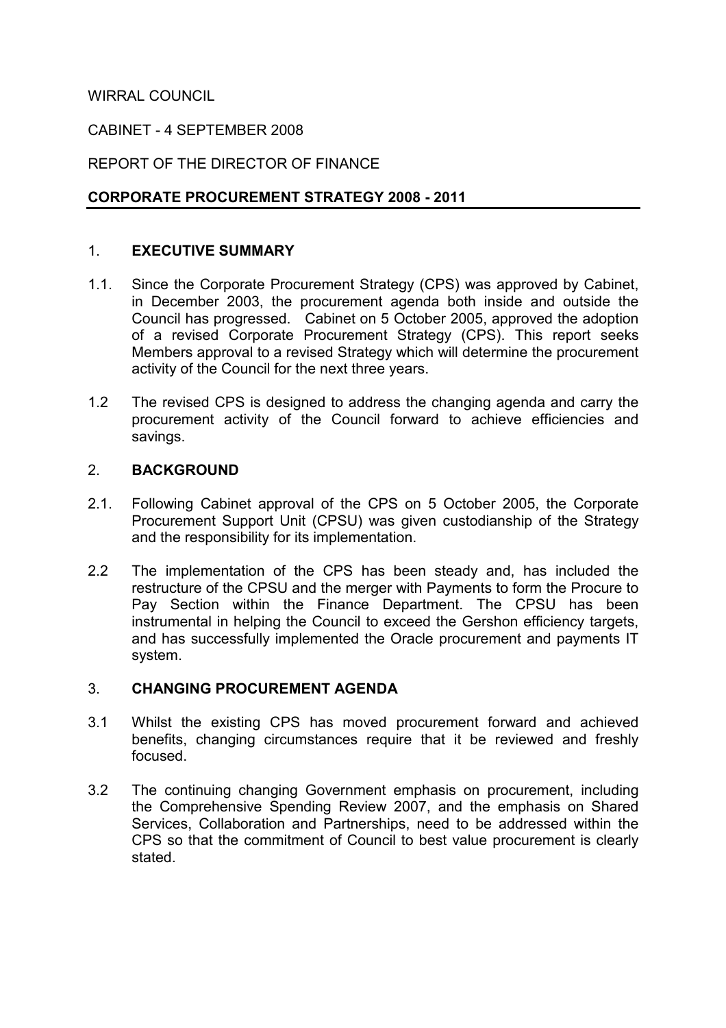WIRRAL COUNCIL

CABINET - 4 SEPTEMBER 2008

REPORT OF THE DIRECTOR OF FINANCE

**CORPORATE PROCUREMENT STRATEGY 2008 - 2011**

## 1. EXECUTIVE SUMMARY

1.1. Since the Corporate Procurement Strategy (CPS) was approved by Cabinet, in December 2003, the procurement agenda both inside and outside the Council has progressed. Cabinet on 5 October 2005, approved the adoption of a revised Corporate Procurement Strategy (CPS). This report seeks Members approval to a revised Strategy which will determine the procurement activity of the Council for the next three years.

1.2 The revised CPS is designed to address the changing agenda and carry the procurement activity of the Council forward to achieve efficiencies and savings.

## 2. BACKGROUND

2.1. Following Cabinet approval of the CPS on 5 October 2005, the Corporate Procurement Support Unit (CPSU) was given custodianship of the Strategy and the responsibility for its implementation.

2.2 The implementation of the CPS has been steady and, has included the restructure of the CPSU and the merger with Payments to form the Procure to Pay Section within the Finance Department. The CPSU has been instrumental in helping the Council to exceed the Gershon efficiency targets, and has successfully implemented the Oracle procurement and payments IT system.

## 3. CHANGING PROCUREMENT AGENDA

3.1 Whilst the existing CPS has moved procurement forward and achieved benefits, changing circumstances require that it be reviewed and freshly focused.

3.2 The continuing changing Government emphasis on procurement, including the Comprehensive Spending Review 2007, and the emphasis on Shared Services, Collaboration and Partnerships, need to be addressed within the CPS so that the commitment of Council to best value procurement is clearly stated.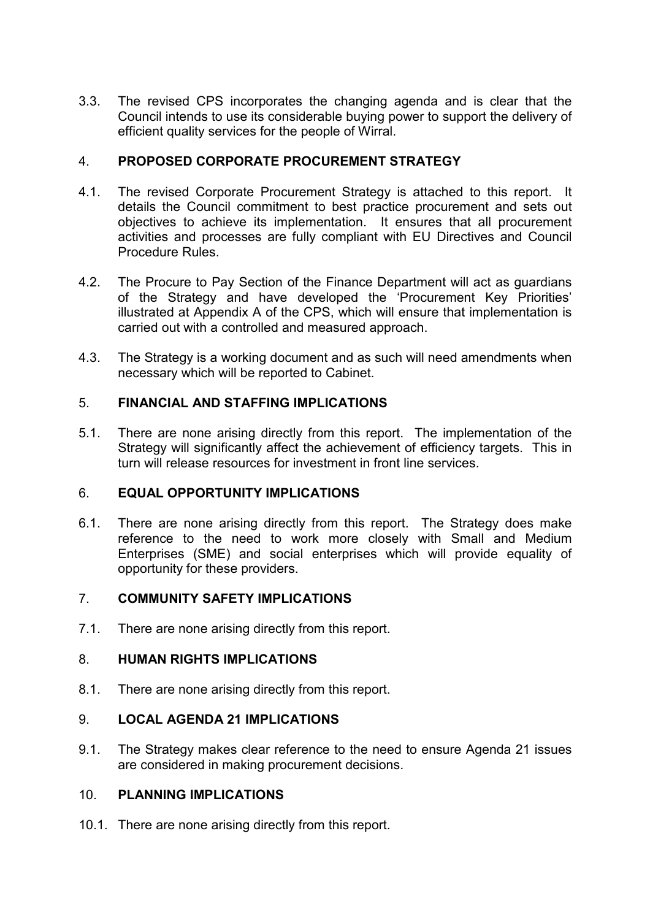3.3. The revised CPS incorporates the changing agenda and is clear that the Council intends to use its considerable buying power to support the delivery of efficient quality services for the people of Wirral.

## 4. PROPOSED CORPORATE PROCUREMENT STRATEGY

4.1. The revised Corporate Procurement Strategy is attached to this report. It details the Council commitment to best practice procurement and sets out objectives to achieve its implementation. It ensures that all procurement activities and processes are fully compliant with EU Directives and Council Procedure Rules.

4.2. The Procure to Pay Section of the Finance Department will act as guardians of the Strategy and have developed the 'Procurement Key Priorities' illustrated at Appendix A of the CPS, which will ensure that implementation is carried out with a controlled and measured approach.

4.3. The Strategy is a working document and as such will need amendments when necessary which will be reported to Cabinet.

## 5. FINANCIAL AND STAFFING IMPLICATIONS

5.1. There are none arising directly from this report. The implementation of the Strategy will significantly affect the achievement of efficiency targets. This in turn will release resources for investment in front line services.

## 6. EQUAL OPPORTUNITY IMPLICATIONS

6.1. There are none arising directly from this report. The Strategy does make reference to the need to work more closely with Small and Medium Enterprises (SME) and social enterprises which will provide equality of opportunity for these providers.

## 7. COMMUNITY SAFETY IMPLICATIONS

7.1. There are none arising directly from this report.

## 8. HUMAN RIGHTS IMPLICATIONS

8.1. There are none arising directly from this report.

## 9. LOCAL AGENDA 21 IMPLICATIONS

9.1. The Strategy makes clear reference to the need to ensure Agenda 21 issues are considered in making procurement decisions.

## 10. PLANNING IMPLICATIONS

10.1. There are none arising directly from this report.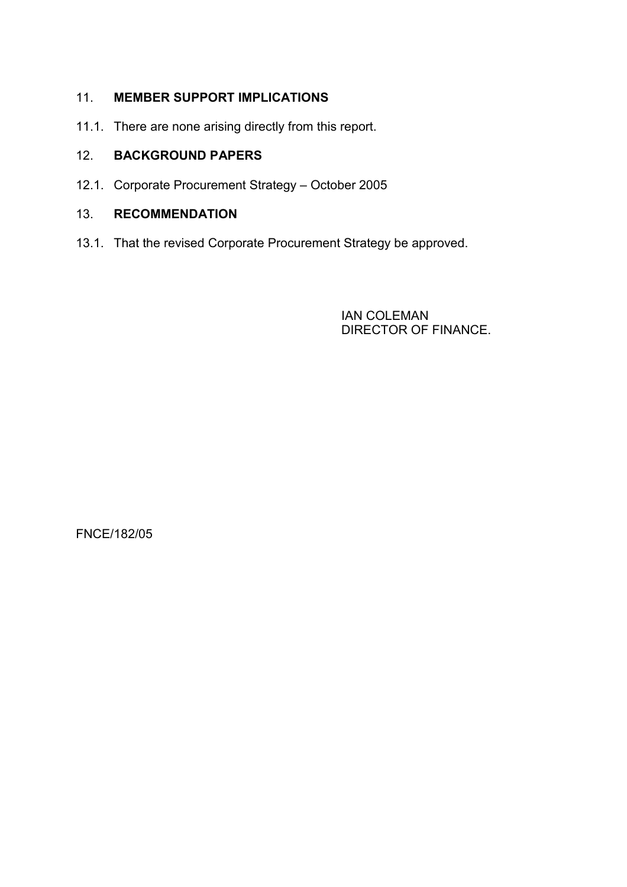## 11. MEMBER SUPPORT IMPLICATIONS

11.1. There are none arising directly from this report.

## 12. BACKGROUND PAPERS

12.1. Corporate Procurement Strategy – October 2005

## 13. RECOMMENDATION

13.1. That the revised Corporate Procurement Strategy be approved.

IAN COLEMAN
DIRECTOR OF FINANCE.

FNCE/182/05